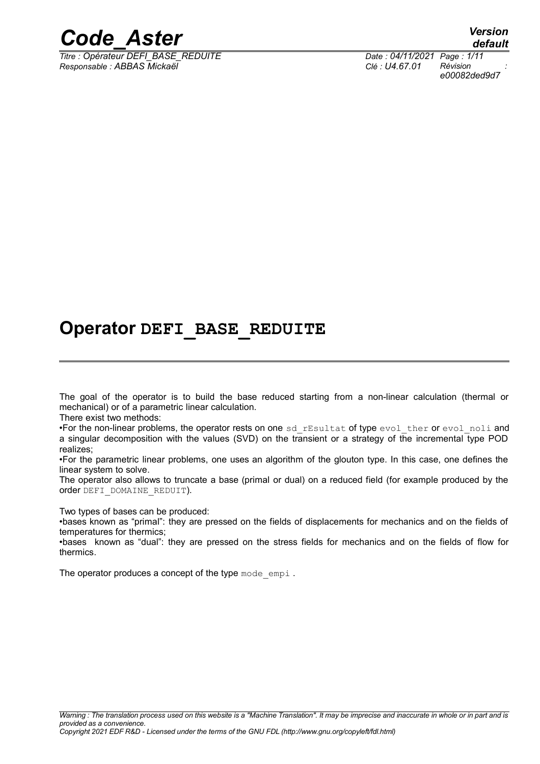# Operator DEFI_BASE_REDUITE

The goal of the operator is to build the base reduced starting from a non-linear calculation (thermal or mechanical) or of a parametric linear calculation.

There exist two methods:

- For the non-linear problems, the operator rests on one sd_rEsultat of type evol_ther or evol_noli and a singular decomposition with the values (SVD) on the transient or a strategy of the incremental type POD realizes;
- For the parametric linear problems, one uses an algorithm of the glouton type. In this case, one defines the linear system to solve.

The operator also allows to truncate a base (primal or dual) on a reduced field (for example produced by the order DEFI_DOMAINE_REDUIT).

Two types of bases can be produced:

- bases known as "primal": they are pressed on the fields of displacements for mechanics and on the fields of temperatures for thermics;
- bases known as "dual": they are pressed on the stress fields for mechanics and on the fields of flow for thermics.

The operator produces a concept of the type mode_empi .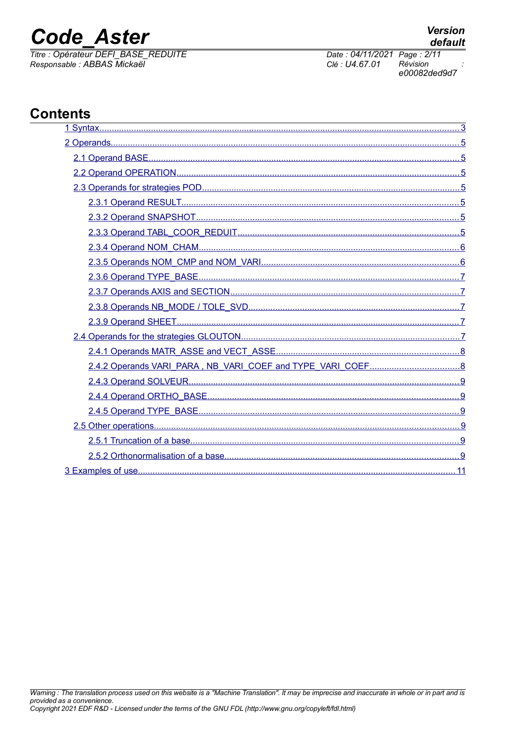# Contents

- 1 Syntax ... 3
- 2 Operands ... 5
  - 2.1 Operand BASE ... 5
  - 2.2 Operand OPERATION ... 5
  - 2.3 Operands for strategies POD ... 5
    - 2.3.1 Operand RESULT ... 5
    - 2.3.2 Operand SNAPSHOT ... 5
    - 2.3.3 Operand TABL_COOR_REDUIT ... 5
    - 2.3.4 Operand NOM_CHAM ... 6
    - 2.3.5 Operands NOM_CMP and NOM_VARI ... 6
    - 2.3.6 Operand TYPE_BASE ... 7
    - 2.3.7 Operands AXIS and SECTION ... 7
    - 2.3.8 Operands NB_MODE / TOLE_SVD ... 7
    - 2.3.9 Operand SHEET ... 7
  - 2.4 Operands for the strategies GLOUTON ... 7
    - 2.4.1 Operands MATR_ASSE and VECT_ASSE ... 8
    - 2.4.2 Operands VARI_PARA , NB_VARI_COEF and TYPE_VARI_COEF ... 8
    - 2.4.3 Operand SOLVEUR ... 9
    - 2.4.4 Operand ORTHO_BASE ... 9
    - 2.4.5 Operand TYPE_BASE ... 9
  - 2.5 Other operations ... 9
    - 2.5.1 Truncation of a base ... 9
    - 2.5.2 Orthonormalisation of a base ... 9
- 3 Examples of use ... 11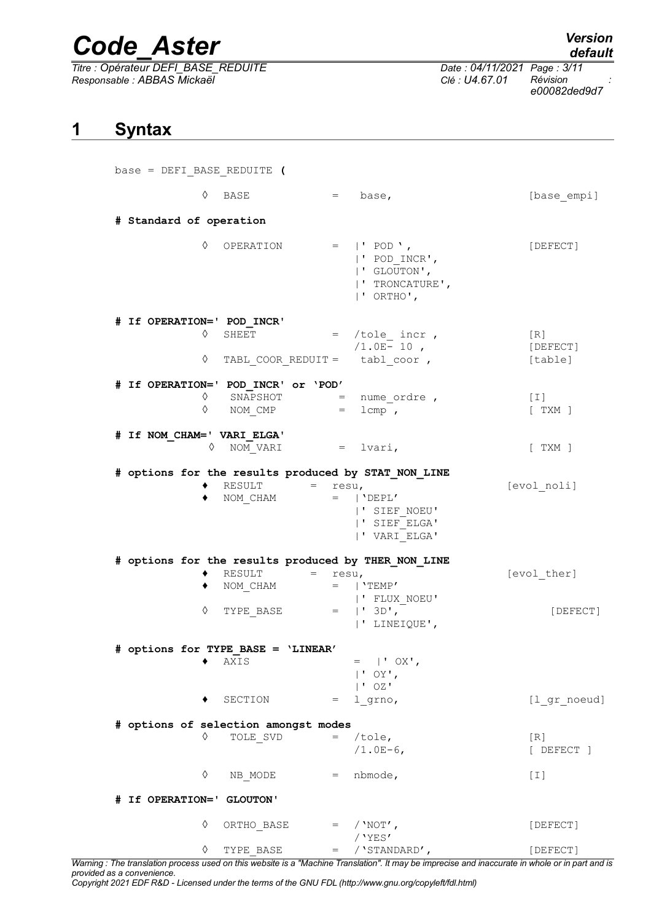# 1 Syntax

```
base = DEFI_BASE_REDUITE (

        ◊  BASE              =   base,                        [base_empi]

  # Standard of operation

        ◊  OPERATION         =  |' POD ',                     [DEFECT]
                                |' POD_INCR',
                                |' GLOUTON',
                                |' TRONCATURE',
                                |' ORTHO',

  # If OPERATION=' POD_INCR'
        ◊  SHEET             =  /tole_ incr ,                 [R]
                                /1.0E- 10 ,                   [DEFECT]
        ◊  TABL_COOR_REDUIT =    tabl_coor ,                  [table]

  # If OPERATION=' POD_INCR' or 'POD'
        ◊  SNAPSHOT          =  nume_ordre ,                  [I]
        ◊  NOM_CMP           =  lcmp ,                        [ TXM ]

  # If NOM_CHAM=' VARI_ELGA'
        ◊  NOM_VARI          =  lvari,                        [ TXM ]

  # options for the results produced by STAT_NON_LINE
        ♦  RESULT        =  resu,                             [evol_noli]
        ♦  NOM_CHAM          =  |'DEPL'
                                |' SIEF_NOEU'
                                |' SIEF_ELGA'
                                |' VARI_ELGA'

  # options for the results produced by THER_NON_LINE
        ♦  RESULT        =  resu,                             [evol_ther]
        ♦  NOM_CHAM          =  |'TEMP'
                                |' FLUX_NOEU'
        ◊  TYPE_BASE         =  |' 3D',                       [DEFECT]
                                |' LINEIQUE',

  # options for TYPE_BASE = 'LINEAR'
        ♦  AXIS              =  |' OX',
                                |' OY',
                                |' OZ'
        ♦  SECTION           =  l_grno,                       [l_gr_noeud]

  # options of selection amongst modes
        ◊  TOLE_SVD          =  /tole,                        [R]
                                /1.0E-6,                      [ DEFECT ]

        ◊  NB_MODE           =  nbmode,                       [I]

  # If OPERATION=' GLOUTON'

        ◊  ORTHO_BASE        =  /'NOT',                       [DEFECT]
                                /'YES'
        ◊  TYPE_BASE         =  /'STANDARD',                  [DEFECT]
```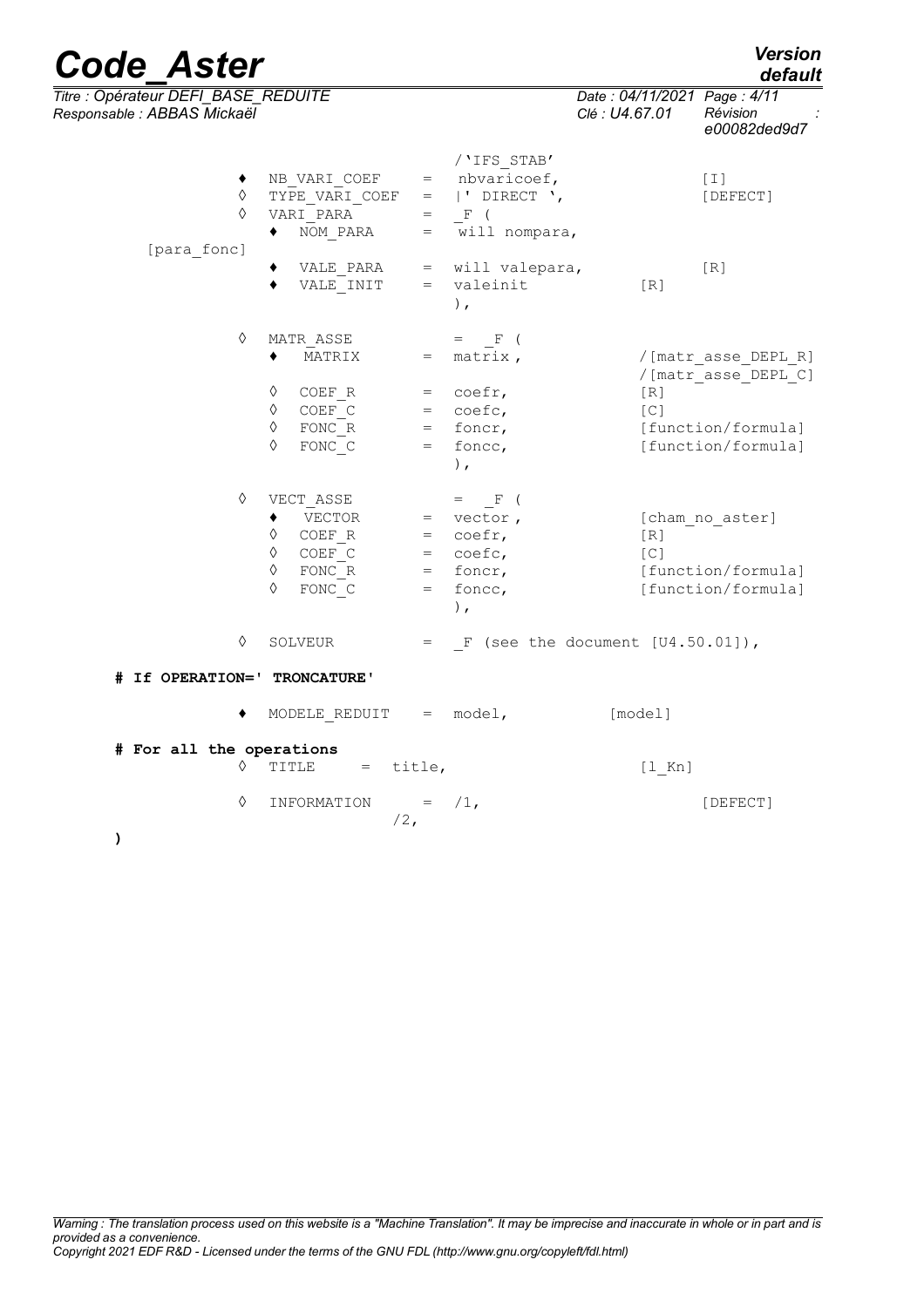```
                                  /'IFS_STAB'
        ♦   NB_VARI_COEF    =   nbvaricoef,              [I]
        ◊   TYPE_VARI_COEF  =   |' DIRECT ',             [DEFECT]
        ◊   VARI_PARA       =   _F (
            ♦  NOM_PARA     =   will nompara,
[para_fonc]
            ♦  VALE_PARA    =   will valepara,           [R]
            ♦  VALE_INIT    =   valeinit           [R]
                                ),

        ◊   MATR_ASSE           =  _F (
            ♦  MATRIX       =   matrix ,           /[matr_asse_DEPL_R]
                                                   /[matr_asse_DEPL_C]
            ◊  COEF_R       =   coefr,             [R]
            ◊  COEF_C       =   coefc,             [C]
            ◊  FONC_R       =   foncr,             [function/formula]
            ◊  FONC_C       =   foncc,             [function/formula]
                                ),

        ◊   VECT_ASSE           =  _F (
            ♦  VECTOR       =   vector ,           [cham_no_aster]
            ◊  COEF_R       =   coefr,             [R]
            ◊  COEF_C       =   coefc,             [C]
            ◊  FONC_R       =   foncr,             [function/formula]
            ◊  FONC_C       =   foncc,             [function/formula]
                                ),

        ◊   SOLVEUR         =   _F (see the document [U4.50.01]),

# If OPERATION=' TRONCATURE'

        ♦   MODELE_REDUIT   =   model,             [model]

# For all the operations
        ◊   TITLE     =   title,                   [l_Kn]

        ◊   INFORMATION     =   /1,                      [DEFECT]
                            /2,
)
```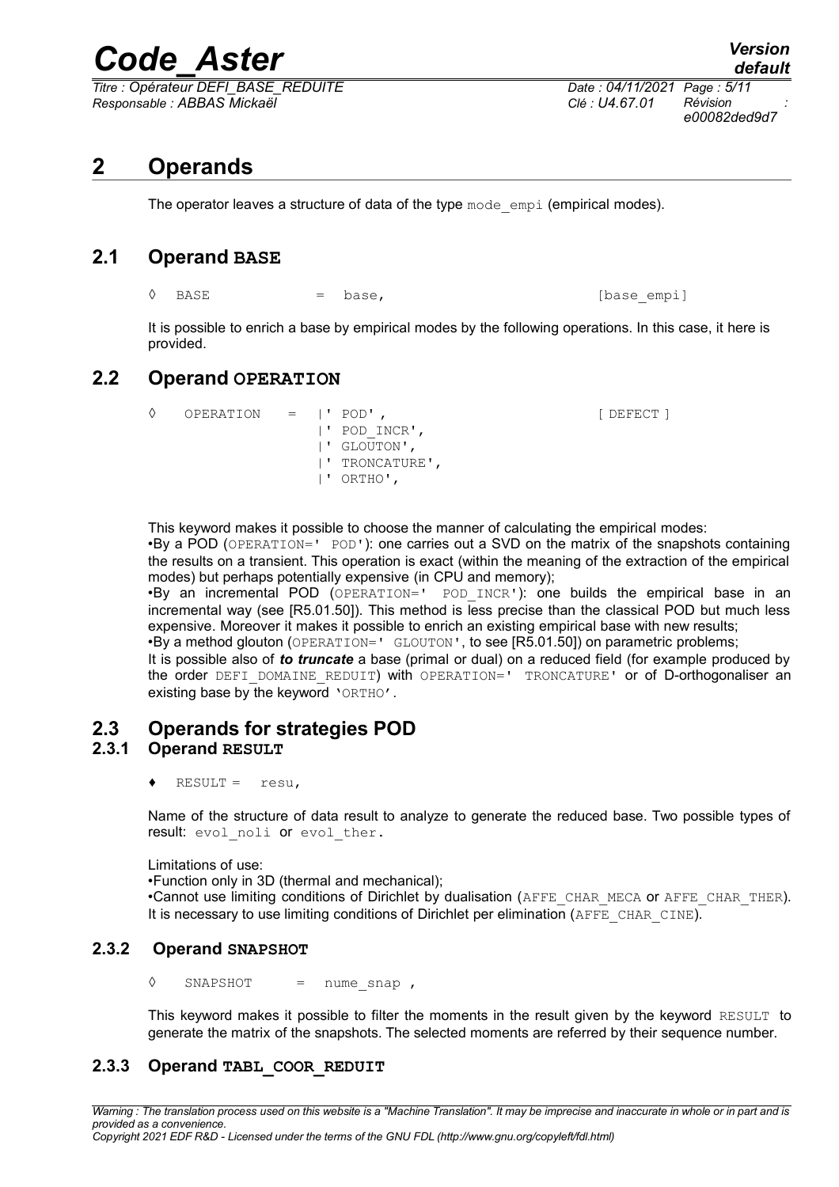## 2 Operands

The operator leaves a structure of data of the type `mode_empi` (empirical modes).

### 2.1 Operand BASE

```
◊  BASE          =  base,                         [base_empi]
```

It is possible to enrich a base by empirical modes by the following operations. In this case, it here is provided.

### 2.2 Operand OPERATION

```
◊   OPERATION   =  |' POD' ,                       [ DEFECT ]
                   |' POD_INCR',
                   |' GLOUTON',
                   |' TRONCATURE',
                   |' ORTHO',
```

This keyword makes it possible to choose the manner of calculating the empirical modes:

•By a POD (`OPERATION=' POD'`): one carries out a SVD on the matrix of the snapshots containing the results on a transient. This operation is exact (within the meaning of the extraction of the empirical modes) but perhaps potentially expensive (in CPU and memory);

•By an incremental POD (`OPERATION=' POD_INCR'`): one builds the empirical base in an incremental way (see [R5.01.50]). This method is less precise than the classical POD but much less expensive. Moreover it makes it possible to enrich an existing empirical base with new results;

•By a method glouton (`OPERATION=' GLOUTON'`, to see [R5.01.50]) on parametric problems;

It is possible also of ***to truncate*** a base (primal or dual) on a reduced field (for example produced by the order `DEFI_DOMAINE_REDUIT`) with `OPERATION=' TRONCATURE'` or of D-orthogonaliser an existing base by the keyword `'ORTHO'`.

### 2.3 Operands for strategies POD

#### 2.3.1 Operand RESULT

```
♦  RESULT =   resu,
```

Name of the structure of data result to analyze to generate the reduced base. Two possible types of result: `evol_noli` or `evol_ther`.

Limitations of use:

•Function only in 3D (thermal and mechanical);

•Cannot use limiting conditions of Dirichlet by dualisation (`AFFE_CHAR_MECA` or `AFFE_CHAR_THER`). It is necessary to use limiting conditions of Dirichlet per elimination (`AFFE_CHAR_CINE`).

#### 2.3.2 Operand SNAPSHOT

```
◊   SNAPSHOT     =  nume_snap ,
```

This keyword makes it possible to filter the moments in the result given by the keyword `RESULT` to generate the matrix of the snapshots. The selected moments are referred by their sequence number.

#### 2.3.3 Operand TABL_COOR_REDUIT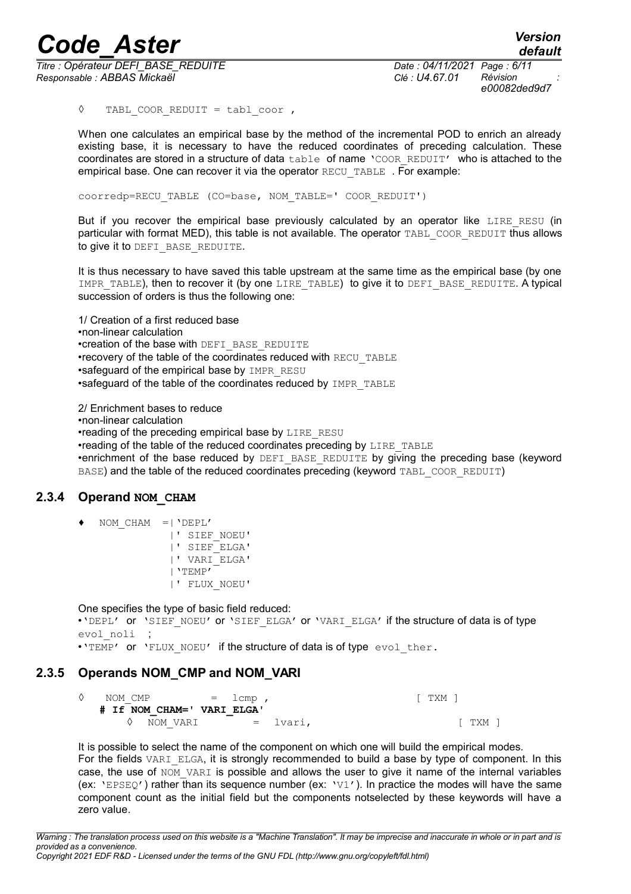◊ TABL_COOR_REDUIT = tabl_coor ,

When one calculates an empirical base by the method of the incremental POD to enrich an already existing base, it is necessary to have the reduced coordinates of preceding calculation. These coordinates are stored in a structure of data table of name 'COOR_REDUIT' who is attached to the empirical base. One can recover it via the operator RECU_TABLE . For example:

```
coorredp=RECU_TABLE (CO=base, NOM_TABLE=' COOR_REDUIT')
```

But if you recover the empirical base previously calculated by an operator like LIRE_RESU (in particular with format MED), this table is not available. The operator TABL_COOR_REDUIT thus allows to give it to DEFI_BASE_REDUITE.

It is thus necessary to have saved this table upstream at the same time as the empirical base (by one IMPR_TABLE), then to recover it (by one LIRE_TABLE) to give it to DEFI_BASE_REDUITE. A typical succession of orders is thus the following one:

1/ Creation of a first reduced base

- non-linear calculation
- creation of the base with DEFI_BASE_REDUITE
- recovery of the table of the coordinates reduced with RECU_TABLE
- safeguard of the empirical base by IMPR_RESU
- safeguard of the table of the coordinates reduced by IMPR_TABLE

2/ Enrichment bases to reduce

- non-linear calculation
- reading of the preceding empirical base by LIRE_RESU
- reading of the table of the reduced coordinates preceding by LIRE_TABLE
- enrichment of the base reduced by DEFI_BASE_REDUITE by giving the preceding base (keyword BASE) and the table of the reduced coordinates preceding (keyword TABL_COOR_REDUIT)

### 2.3.4 Operand NOM_CHAM

```
♦  NOM_CHAM  =|'DEPL'
              |' SIEF_NOEU'
              |' SIEF_ELGA'
              |' VARI_ELGA'
              |'TEMP'
              |' FLUX_NOEU'
```

One specifies the type of basic field reduced:

- 'DEPL' or 'SIEF_NOEU' or 'SIEF_ELGA' or 'VARI_ELGA' if the structure of data is of type evol_noli ;
- 'TEMP' or 'FLUX_NOEU' if the structure of data is of type evol_ther.

### 2.3.5 Operands NOM_CMP and NOM_VARI

```
◊  NOM_CMP          =  lcmp ,                      [ TXM ]
   # If NOM_CHAM=' VARI_ELGA'
       ◊  NOM_VARI        =  lvari,                    [ TXM ]
```

It is possible to select the name of the component on which one will build the empirical modes. For the fields VARI_ELGA, it is strongly recommended to build a base by type of component. In this case, the use of NOM_VARI is possible and allows the user to give it name of the internal variables (ex: 'EPSEQ') rather than its sequence number (ex: 'V1'). In practice the modes will have the same component count as the initial field but the components notselected by these keywords will have a zero value.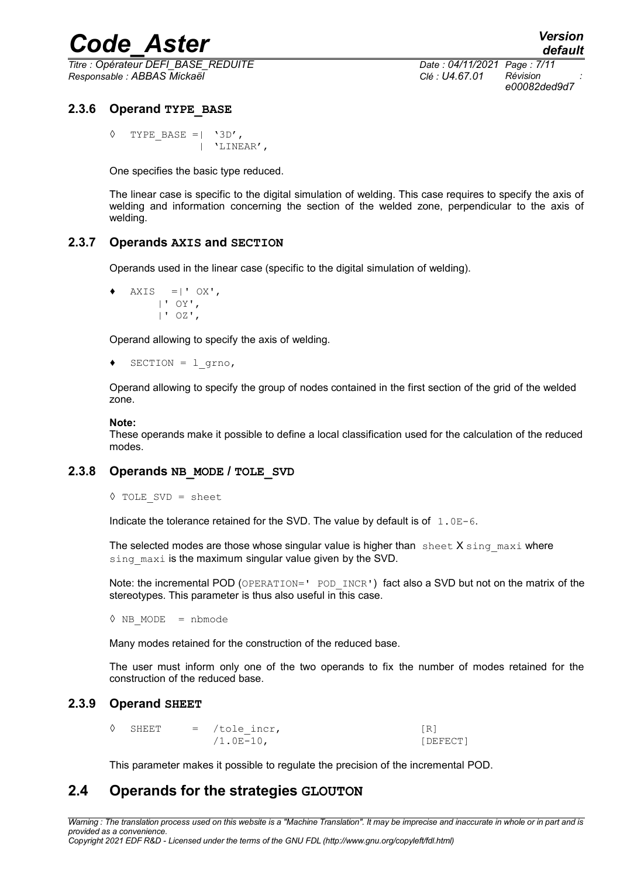### 2.3.6 Operand TYPE_BASE

```
◊  TYPE_BASE =|  '3D',
              |  'LINEAR',
```

One specifies the basic type reduced.

The linear case is specific to the digital simulation of welding. This case requires to specify the axis of welding and information concerning the section of the welded zone, perpendicular to the axis of welding.

### 2.3.7 Operands AXIS and SECTION

Operands used in the linear case (specific to the digital simulation of welding).

```
♦  AXIS   =|' OX',
          |' OY',
          |' OZ',
```

Operand allowing to specify the axis of welding.

```
♦  SECTION = l_grno,
```

Operand allowing to specify the group of nodes contained in the first section of the grid of the welded zone.

**Note:**
These operands make it possible to define a local classification used for the calculation of the reduced modes.

### 2.3.8 Operands NB_MODE / TOLE_SVD

```
◊ TOLE_SVD = sheet
```

Indicate the tolerance retained for the SVD. The value by default is of `1.0E-6`.

The selected modes are those whose singular value is higher than `sheet` X `sing_maxi` where `sing_maxi` is the maximum singular value given by the SVD.

Note: the incremental POD (`OPERATION=' POD_INCR'`) fact also a SVD but not on the matrix of the stereotypes. This parameter is thus also useful in this case.

```
◊ NB_MODE  = nbmode
```

Many modes retained for the construction of the reduced base.

The user must inform only one of the two operands to fix the number of modes retained for the construction of the reduced base.

### 2.3.9 Operand SHEET

```
◊  SHEET     =  /tole_incr,                    [R]
                /1.0E-10,                      [DEFECT]
```

This parameter makes it possible to regulate the precision of the incremental POD.

## 2.4 Operands for the strategies GLOUTON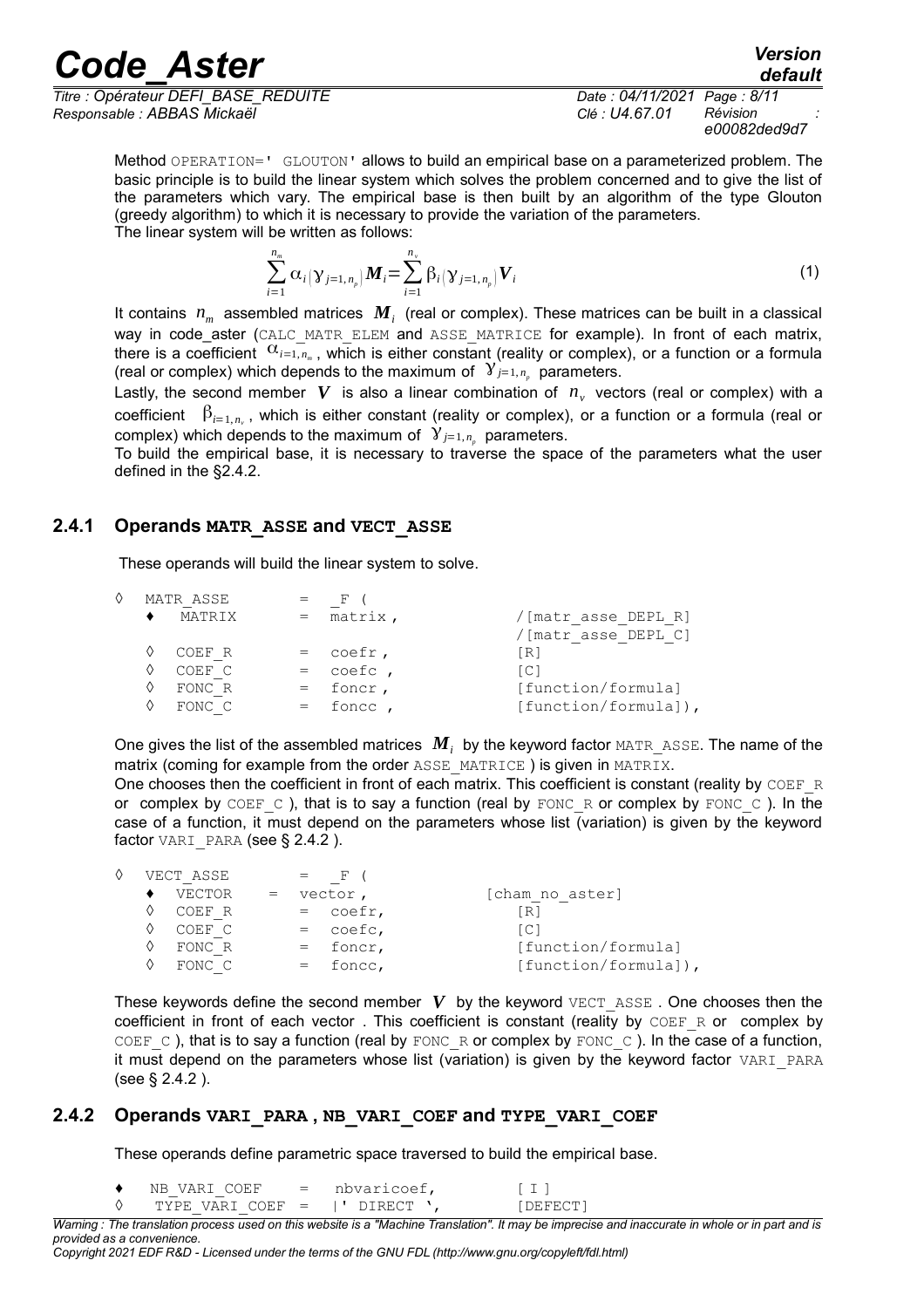Method OPERATION=' GLOUTON' allows to build an empirical base on a parameterized problem. The basic principle is to build the linear system which solves the problem concerned and to give the list of the parameters which vary. The empirical base is then built by an algorithm of the type Glouton (greedy algorithm) to which it is necessary to provide the variation of the parameters.
The linear system will be written as follows:

$$\sum_{i=1}^{n_m} \alpha_i(\gamma_{j=1,n_p}) \boldsymbol{M}_i = \sum_{i=1}^{n_v} \beta_i(\gamma_{j=1,n_p}) \boldsymbol{V}_i \tag{1}$$

It contains $n_m$ assembled matrices $\boldsymbol{M}_i$ (real or complex). These matrices can be built in a classical way in code_aster (CALC_MATR_ELEM and ASSE_MATRICE for example). In front of each matrix, there is a coefficient $\alpha_{i=1,n_m}$, which is either constant (reality or complex), or a function or a formula (real or complex) which depends to the maximum of $\gamma_{j=1,n_p}$ parameters.
Lastly, the second member $\boldsymbol{V}$ is also a linear combination of $n_v$ vectors (real or complex) with a coefficient $\beta_{i=1,n_v}$, which is either constant (reality or complex), or a function or a formula (real or complex) which depends to the maximum of $\gamma_{j=1,n_p}$ parameters.
To build the empirical base, it is necessary to traverse the space of the parameters what the user defined in the §2.4.2.

### 2.4.1 Operands MATR_ASSE and VECT_ASSE

These operands will build the linear system to solve.

```
◊ MATR_ASSE    =  _F (
   ♦ MATRIX    =  matrix ,       /[matr_asse_DEPL_R]
                                 /[matr_asse_DEPL_C]
   ◊ COEF_R    =  coefr ,        [R]
   ◊ COEF_C    =  coefc ,        [C]
   ◊ FONC_R    =  foncr ,        [function/formula]
   ◊ FONC_C    =  foncc ,        [function/formula]),
```

One gives the list of the assembled matrices $\boldsymbol{M}_i$ by the keyword factor MATR_ASSE. The name of the matrix (coming for example from the order ASSE_MATRICE ) is given in MATRIX.
One chooses then the coefficient in front of each matrix. This coefficient is constant (reality by COEF_R or complex by COEF_C ), that is to say a function (real by FONC_R or complex by FONC_C ). In the case of a function, it must depend on the parameters whose list (variation) is given by the keyword factor VARI_PARA (see § 2.4.2 ).

```
◊ VECT_ASSE    =  _F (
   ♦ VECTOR  =  vector ,         [cham_no_aster]
   ◊ COEF_R    =  coefr,           [R]
   ◊ COEF_C    =  coefc,           [C]
   ◊ FONC_R    =  foncr,           [function/formula]
   ◊ FONC_C    =  foncc,           [function/formula]),
```

These keywords define the second member $\boldsymbol{V}$ by the keyword VECT_ASSE . One chooses then the coefficient in front of each vector . This coefficient is constant (reality by COEF_R or complex by COEF_C ), that is to say a function (real by FONC_R or complex by FONC_C ). In the case of a function, it must depend on the parameters whose list (variation) is given by the keyword factor VARI_PARA (see § 2.4.2 ).

### 2.4.2 Operands VARI_PARA , NB_VARI_COEF and TYPE_VARI_COEF

These operands define parametric space traversed to build the empirical base.

```
♦  NB_VARI_COEF    =   nbvaricoef,       [ I ]
◊   TYPE_VARI_COEF =   |' DIRECT ',      [DEFECT]
```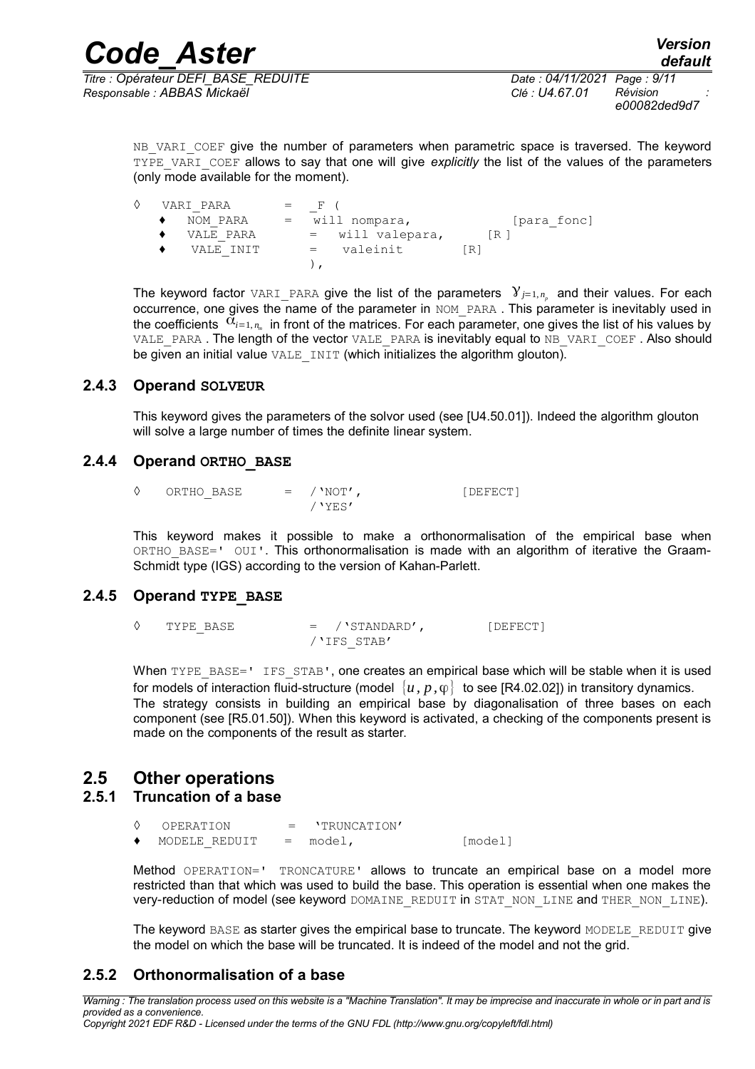NB_VARI_COEF give the number of parameters when parametric space is traversed. The keyword TYPE_VARI_COEF allows to say that one will give *explicitly* the list of the values of the parameters (only mode available for the moment).

```
◊  VARI_PARA       =  _F (
   ♦  NOM_PARA     =  will nompara,           [para_fonc]
   ♦  VALE_PARA       =  will valepara,      [R ]
   ♦   VALE_INIT       =   valeinit        [R]
                      ),
```

The keyword factor VARI_PARA give the list of the parameters $\gamma_{j=1,n_p}$ and their values. For each occurrence, one gives the name of the parameter in NOM_PARA . This parameter is inevitably used in the coefficients $\alpha_{i=1,n_m}$ in front of the matrices. For each parameter, one gives the list of his values by VALE_PARA . The length of the vector VALE_PARA is inevitably equal to NB_VARI_COEF . Also should be given an initial value VALE_INIT (which initializes the algorithm glouton).

### 2.4.3 Operand **SOLVEUR**

This keyword gives the parameters of the solvor used (see [U4.50.01]). Indeed the algorithm glouton will solve a large number of times the definite linear system.

### 2.4.4 Operand **ORTHO_BASE**

```
◊   ORTHO_BASE     =  /'NOT',              [DEFECT]
                      /'YES'
```

This keyword makes it possible to make a orthonormalisation of the empirical base when ORTHO_BASE=' OUI'. This orthonormalisation is made with an algorithm of iterative the Graam-Schmidt type (IGS) according to the version of Kahan-Parlett.

### 2.4.5 Operand **TYPE_BASE**

```
◊   TYPE_BASE          =  /'STANDARD',        [DEFECT]
                          /'IFS_STAB'
```

When TYPE_BASE=' IFS_STAB', one creates an empirical base which will be stable when it is used for models of interaction fluid-structure (model $\{u, p, \varphi\}$ to see [R4.02.02]) in transitory dynamics.
The strategy consists in building an empirical base by diagonalisation of three bases on each component (see [R5.01.50]). When this keyword is activated, a checking of the components present is made on the components of the result as starter.

## 2.5 Other operations

### 2.5.1 Truncation of a base

```
◊   OPERATION       =  'TRUNCATION'
♦   MODELE_REDUIT   =  model,              [model]
```

Method OPERATION=' TRONCATURE' allows to truncate an empirical base on a model more restricted than that which was used to build the base. This operation is essential when one makes the very-reduction of model (see keyword DOMAINE_REDUIT in STAT_NON_LINE and THER_NON_LINE).

The keyword BASE as starter gives the empirical base to truncate. The keyword MODELE_REDUIT give the model on which the base will be truncated. It is indeed of the model and not the grid.

### 2.5.2 Orthonormalisation of a base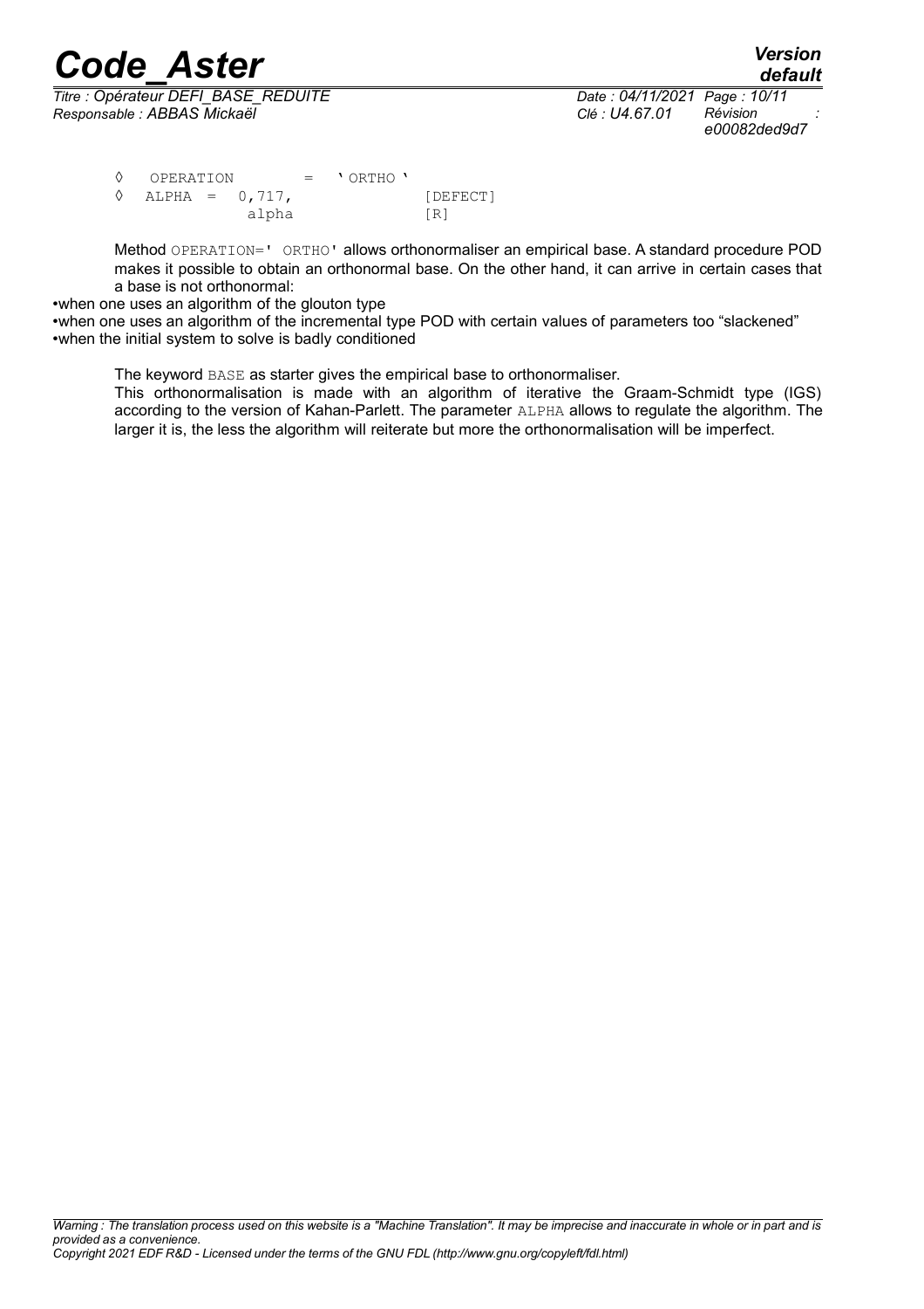```
◊   OPERATION        =   'ORTHO'
◊   ALPHA  =  0,717,              [DEFECT]
              alpha               [R]
```

Method `OPERATION=' ORTHO'` allows orthonormaliser an empirical base. A standard procedure POD makes it possible to obtain an orthonormal base. On the other hand, it can arrive in certain cases that a base is not orthonormal:

- when one uses an algorithm of the glouton type
- when one uses an algorithm of the incremental type POD with certain values of parameters too "slackened"
- when the initial system to solve is badly conditioned

The keyword `BASE` as starter gives the empirical base to orthonormaliser.

This orthonormalisation is made with an algorithm of iterative the Graam-Schmidt type (IGS) according to the version of Kahan-Parlett. The parameter `ALPHA` allows to regulate the algorithm. The larger it is, the less the algorithm will reiterate but more the orthonormalisation will be imperfect.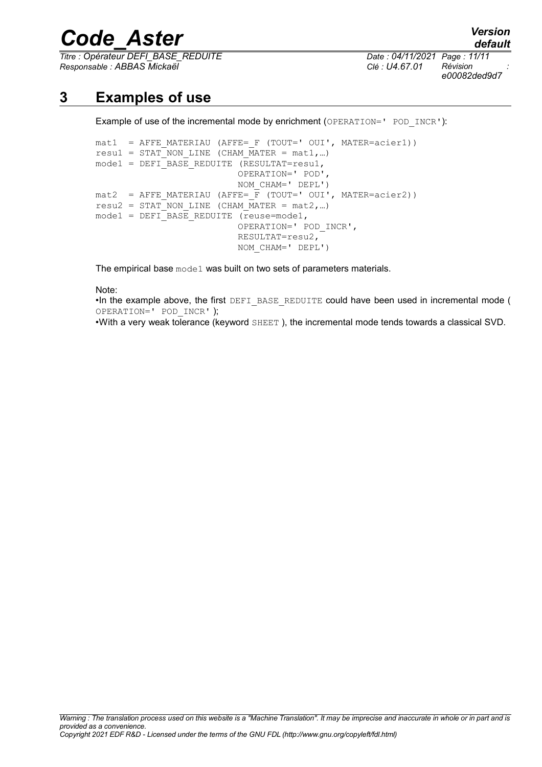## 3 Examples of use

Example of use of the incremental mode by enrichment (OPERATION=' POD_INCR'):

```
mat1  = AFFE_MATERIAU (AFFE=_F (TOUT=' OUI', MATER=acier1))
resu1 = STAT_NON_LINE (CHAM_MATER = mat1,…)
mode1 = DEFI_BASE_REDUITE (RESULTAT=resu1,
                           OPERATION=' POD',
                           NOM_CHAM=' DEPL')
mat2  = AFFE_MATERIAU (AFFE=_F (TOUT=' OUI', MATER=acier2))
resu2 = STAT_NON_LINE (CHAM_MATER = mat2,…)
mode1 = DEFI_BASE_REDUITE (reuse=mode1,
                           OPERATION=' POD_INCR',
                           RESULTAT=resu2,
                           NOM_CHAM=' DEPL')
```

The empirical base mode1 was built on two sets of parameters materials.

Note:

- In the example above, the first DEFI_BASE_REDUITE could have been used in incremental mode ( OPERATION=' POD_INCR' );
- With a very weak tolerance (keyword SHEET ), the incremental mode tends towards a classical SVD.